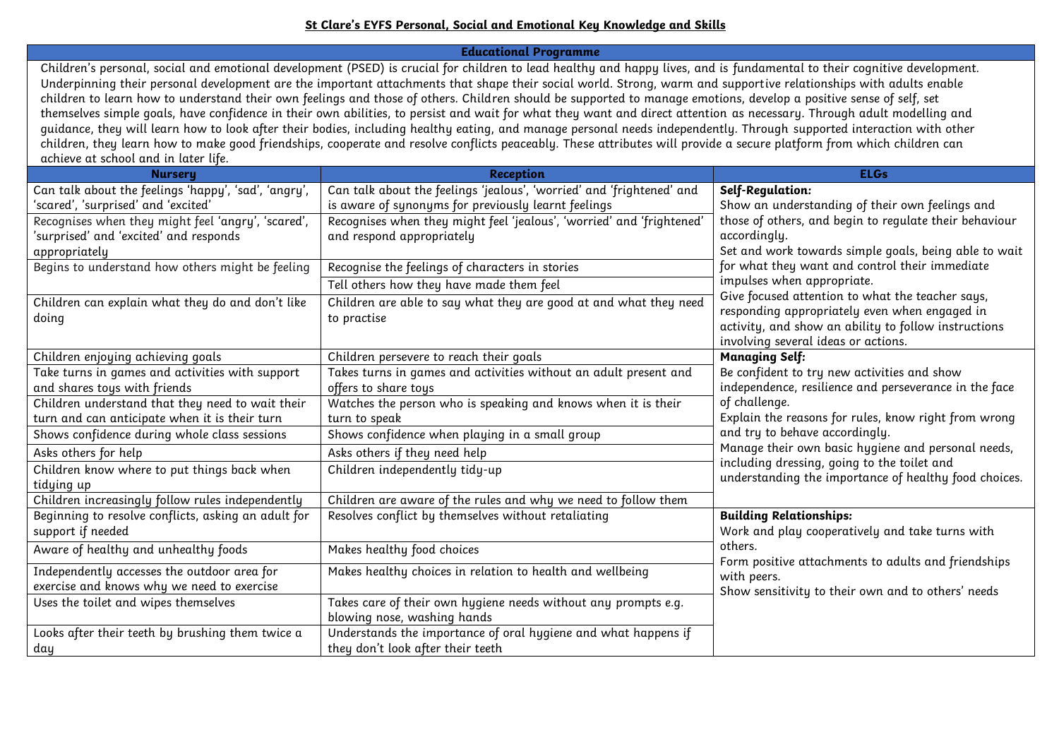# St Clare's EYFS Personal, Social and Emotional Key Knowledge and Skills

## Educational Programme

Children's personal, social and emotional development (PSED) is crucial for children to lead healthy and happy lives, and is fundamental to their cognitive development. Underpinning their personal development are the important attachments that shape their social world. Strong, warm and supportive relationships with adults enable children to learn how to understand their own feelings and those of others. Children should be supported to manage emotions, develop a positive sense of self, set themselves simple goals, have confidence in their own abilities, to persist and wait for what they want and direct attention as necessary. Through adult modelling and guidance, they will learn how to look after their bodies, including healthy eating, and manage personal needs independently. Through supported interaction with other children, they learn how to make good friendships, cooperate and resolve conflicts peaceably. These attributes will provide a secure platform from which children can achieve at school and in later life.

| Nursery | Reception | ELGs |
|---|---|---|
| Can talk about the feelings 'happy', 'sad', 'angry', 'scared', 'surprised' and 'excited' | Can talk about the feelings 'jealous', 'worried' and 'frightened' and is aware of synonyms for previously learnt feelings | **Self-Regulation:** Show an understanding of their own feelings and those of others, and begin to regulate their behaviour accordingly. Set and work towards simple goals, being able to wait for what they want and control their immediate impulses when appropriate. Give focused attention to what the teacher says, responding appropriately even when engaged in activity, and show an ability to follow instructions involving several ideas or actions. |
| Recognises when they might feel 'angry', 'scared', 'surprised' and 'excited' and responds appropriately | Recognises when they might feel 'jealous', 'worried' and 'frightened' and respond appropriately | |
| Begins to understand how others might be feeling | Recognise the feelings of characters in stories | |
| | Tell others how they have made them feel | |
| Children can explain what they do and don't like doing | Children are able to say what they are good at and what they need to practise | |
| Children enjoying achieving goals | Children persevere to reach their goals | **Managing Self:** Be confident to try new activities and show independence, resilience and perseverance in the face of challenge. Explain the reasons for rules, know right from wrong and try to behave accordingly. Manage their own basic hygiene and personal needs, including dressing, going to the toilet and understanding the importance of healthy food choices. |
| Take turns in games and activities with support and shares toys with friends | Takes turns in games and activities without an adult present and offers to share toys | |
| Children understand that they need to wait their turn and can anticipate when it is their turn | Watches the person who is speaking and knows when it is their turn to speak | |
| Shows confidence during whole class sessions | Shows confidence when playing in a small group | |
| Asks others for help | Asks others if they need help | |
| Children know where to put things back when tidying up | Children independently tidy-up | |
| Children increasingly follow rules independently | Children are aware of the rules and why we need to follow them | |
| Beginning to resolve conflicts, asking an adult for support if needed | Resolves conflict by themselves without retaliating | **Building Relationships:** Work and play cooperatively and take turns with others. Form positive attachments to adults and friendships with peers. Show sensitivity to their own and to others' needs |
| Aware of healthy and unhealthy foods | Makes healthy food choices | |
| Independently accesses the outdoor area for exercise and knows why we need to exercise | Makes healthy choices in relation to health and wellbeing | |
| Uses the toilet and wipes themselves | Takes care of their own hygiene needs without any prompts e.g. blowing nose, washing hands | |
| Looks after their teeth by brushing them twice a day | Understands the importance of oral hygiene and what happens if they don't look after their teeth | |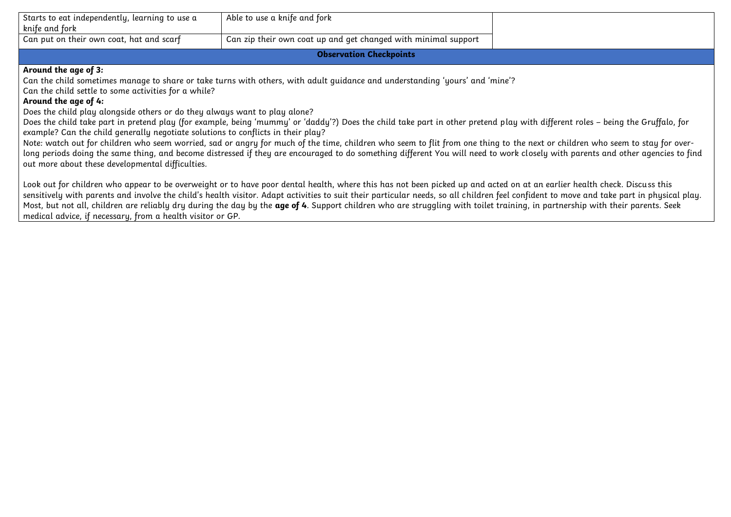| | | |
|---|---|---|
| Starts to eat independently, learning to use a knife and fork | Able to use a knife and fork | |
| Can put on their own coat, hat and scarf | Can zip their own coat up and get changed with minimal support | |

**Observation Checkpoints**

**Around the age of 3:**

Can the child sometimes manage to share or take turns with others, with adult guidance and understanding 'yours' and 'mine'?

Can the child settle to some activities for a while?

**Around the age of 4:**

Does the child play alongside others or do they always want to play alone?

Does the child take part in pretend play (for example, being 'mummy' or 'daddy'?) Does the child take part in other pretend play with different roles – being the Gruffalo, for example? Can the child generally negotiate solutions to conflicts in their play?

Note: watch out for children who seem worried, sad or angry for much of the time, children who seem to flit from one thing to the next or children who seem to stay for over-long periods doing the same thing, and become distressed if they are encouraged to do something different You will need to work closely with parents and other agencies to find out more about these developmental difficulties.

Look out for children who appear to be overweight or to have poor dental health, where this has not been picked up and acted on at an earlier health check. Discuss this sensitively with parents and involve the child's health visitor. Adapt activities to suit their particular needs, so all children feel confident to move and take part in physical play. Most, but not all, children are reliably dry during the day by the **age of 4**. Support children who are struggling with toilet training, in partnership with their parents. Seek medical advice, if necessary, from a health visitor or GP.